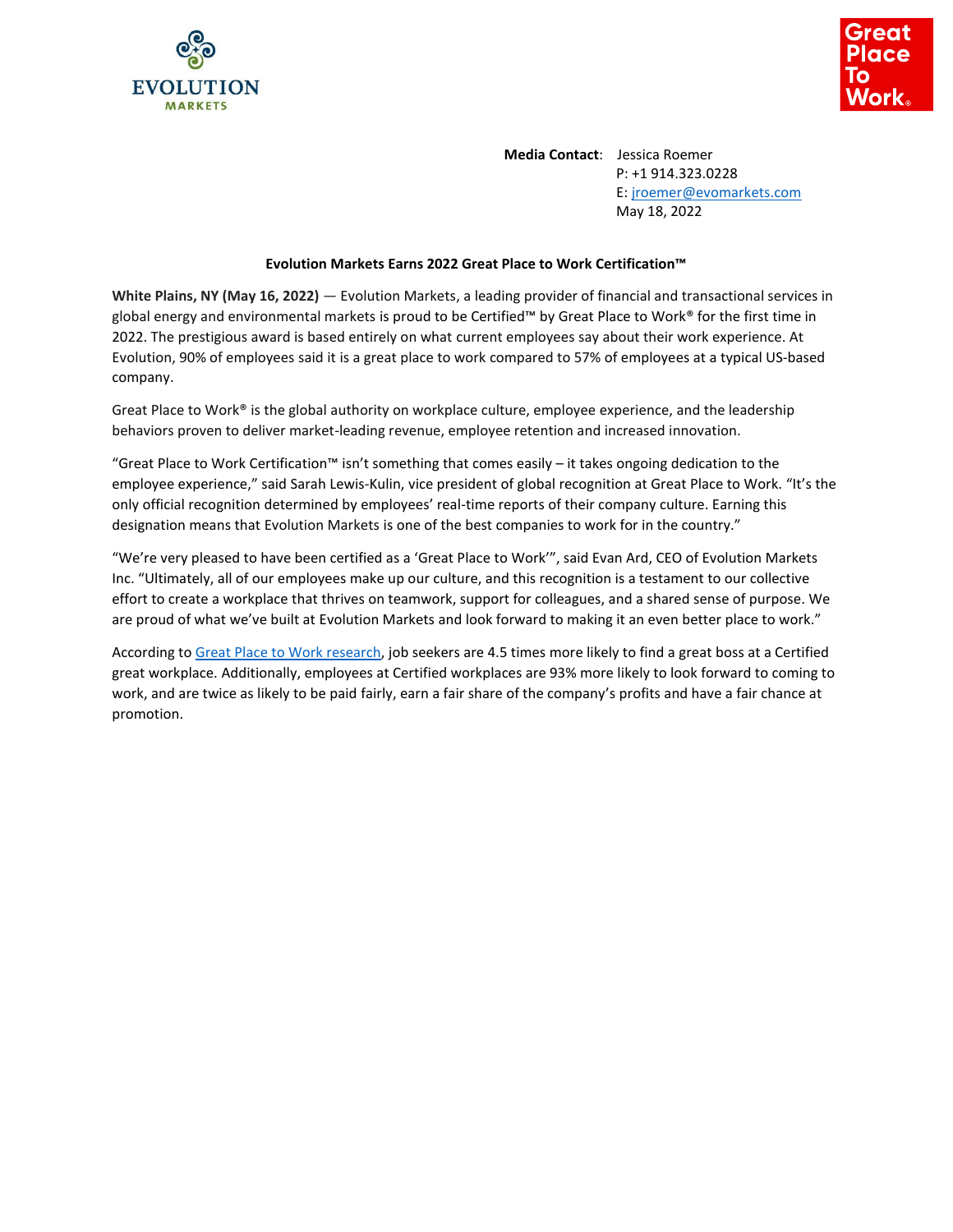**Media Contact**: Jessica Roemer
P: +1 914.323.0228
E: [jroemer@evomarkets.com](mailto:jroemer@evomarkets.com)
May 18, 2022

**Evolution Markets Earns 2022 Great Place to Work Certification™**

**White Plains, NY (May 16, 2022)** — Evolution Markets, a leading provider of financial and transactional services in global energy and environmental markets is proud to be Certified™ by Great Place to Work® for the first time in 2022. The prestigious award is based entirely on what current employees say about their work experience. At Evolution, 90% of employees said it is a great place to work compared to 57% of employees at a typical US-based company.

Great Place to Work® is the global authority on workplace culture, employee experience, and the leadership behaviors proven to deliver market-leading revenue, employee retention and increased innovation.

"Great Place to Work Certification™ isn't something that comes easily – it takes ongoing dedication to the employee experience," said Sarah Lewis-Kulin, vice president of global recognition at Great Place to Work. "It's the only official recognition determined by employees' real-time reports of their company culture. Earning this designation means that Evolution Markets is one of the best companies to work for in the country."

"We're very pleased to have been certified as a 'Great Place to Work'", said Evan Ard, CEO of Evolution Markets Inc. "Ultimately, all of our employees make up our culture, and this recognition is a testament to our collective effort to create a workplace that thrives on teamwork, support for colleagues, and a shared sense of purpose. We are proud of what we've built at Evolution Markets and look forward to making it an even better place to work."

According to Great Place to Work research, job seekers are 4.5 times more likely to find a great boss at a Certified great workplace. Additionally, employees at Certified workplaces are 93% more likely to look forward to coming to work, and are twice as likely to be paid fairly, earn a fair share of the company's profits and have a fair chance at promotion.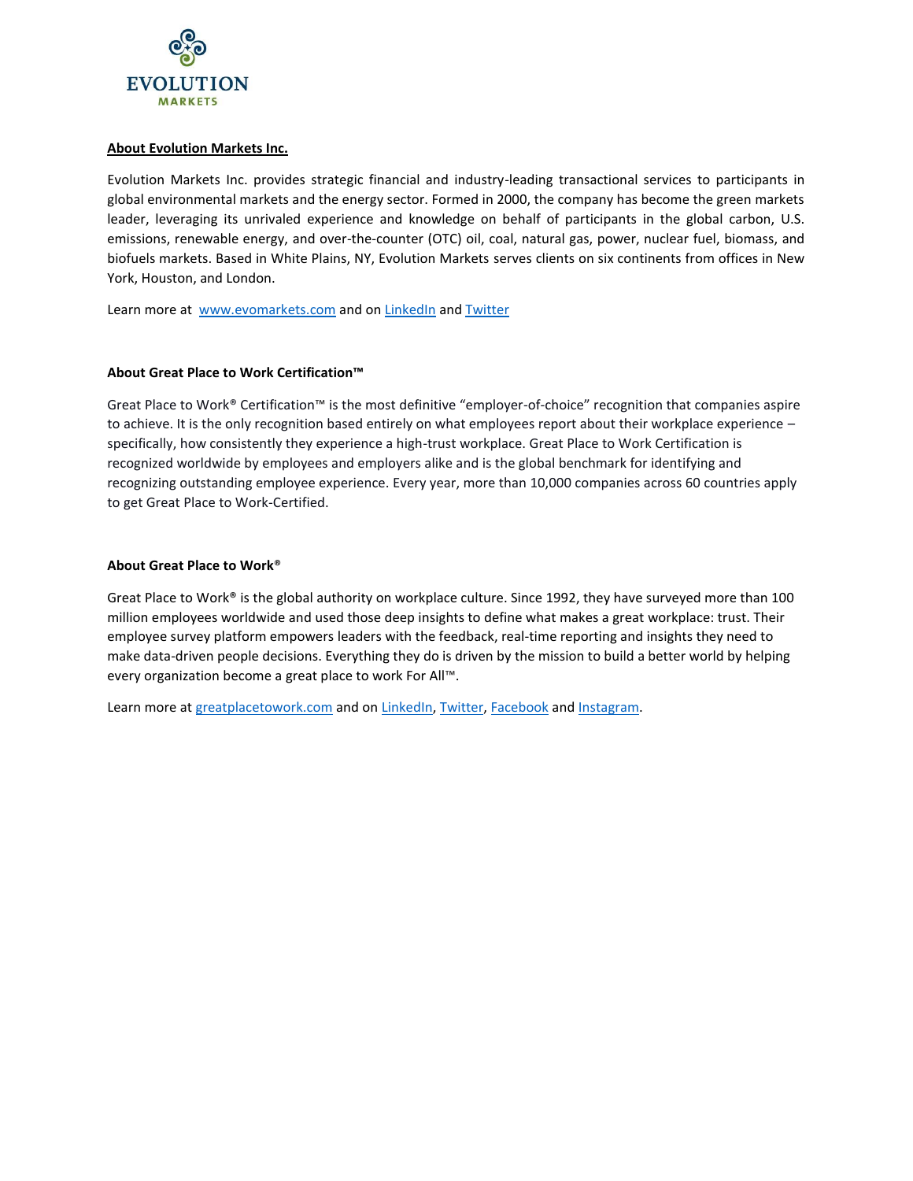EVOLUTION
MARKETS

**About Evolution Markets Inc.**

Evolution Markets Inc. provides strategic financial and industry-leading transactional services to participants in global environmental markets and the energy sector. Formed in 2000, the company has become the green markets leader, leveraging its unrivaled experience and knowledge on behalf of participants in the global carbon, U.S. emissions, renewable energy, and over-the-counter (OTC) oil, coal, natural gas, power, nuclear fuel, biomass, and biofuels markets. Based in White Plains, NY, Evolution Markets serves clients on six continents from offices in New York, Houston, and London.

Learn more at www.evomarkets.com and on LinkedIn and Twitter

**About Great Place to Work Certification™**

Great Place to Work® Certification™ is the most definitive "employer-of-choice" recognition that companies aspire to achieve. It is the only recognition based entirely on what employees report about their workplace experience – specifically, how consistently they experience a high-trust workplace. Great Place to Work Certification is recognized worldwide by employees and employers alike and is the global benchmark for identifying and recognizing outstanding employee experience. Every year, more than 10,000 companies across 60 countries apply to get Great Place to Work-Certified.

**About Great Place to Work®**

Great Place to Work® is the global authority on workplace culture. Since 1992, they have surveyed more than 100 million employees worldwide and used those deep insights to define what makes a great workplace: trust. Their employee survey platform empowers leaders with the feedback, real-time reporting and insights they need to make data-driven people decisions. Everything they do is driven by the mission to build a better world by helping every organization become a great place to work For All™.

Learn more at greatplacetowork.com and on LinkedIn, Twitter, Facebook and Instagram.